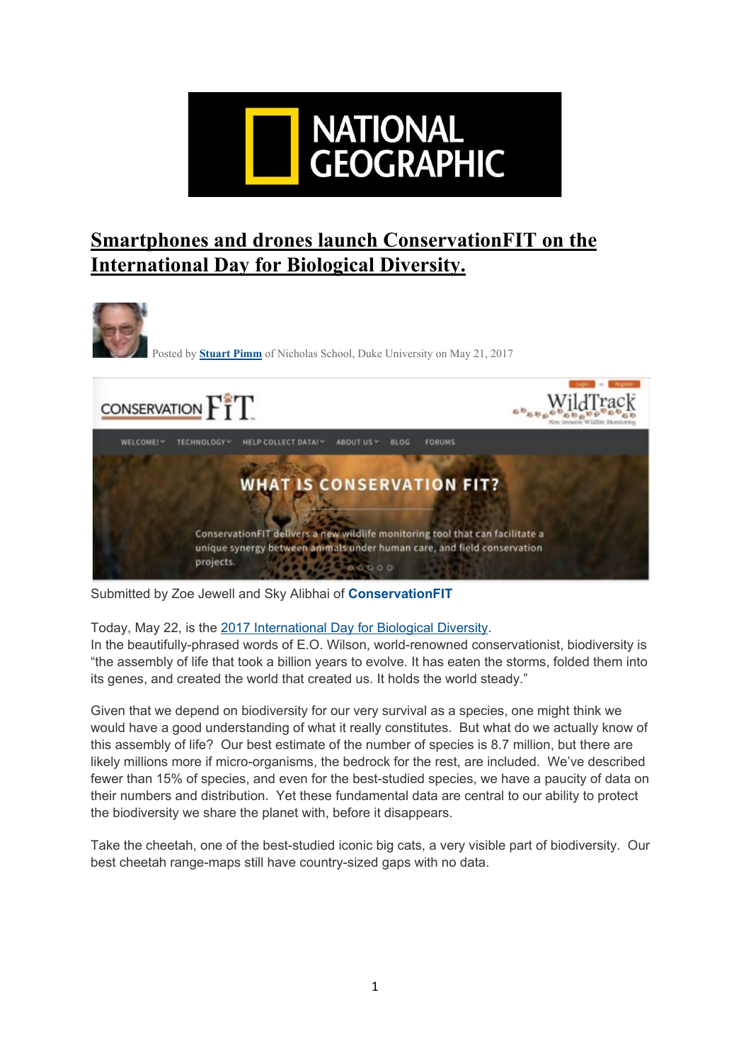# Smartphones and drones launch ConservationFIT on the International Day for Biological Diversity.

Posted by **Stuart Pimm** of Nicholas School, Duke University on May 21, 2017

Submitted by Zoe Jewell and Sky Alibhai of **ConservationFIT**

Today, May 22, is the 2017 International Day for Biological Diversity.
In the beautifully-phrased words of E.O. Wilson, world-renowned conservationist, biodiversity is "the assembly of life that took a billion years to evolve. It has eaten the storms, folded them into its genes, and created the world that created us. It holds the world steady."

Given that we depend on biodiversity for our very survival as a species, one might think we would have a good understanding of what it really constitutes. But what do we actually know of this assembly of life? Our best estimate of the number of species is 8.7 million, but there are likely millions more if micro-organisms, the bedrock for the rest, are included. We've described fewer than 15% of species, and even for the best-studied species, we have a paucity of data on their numbers and distribution. Yet these fundamental data are central to our ability to protect the biodiversity we share the planet with, before it disappears.

Take the cheetah, one of the best-studied iconic big cats, a very visible part of biodiversity. Our best cheetah range-maps still have country-sized gaps with no data.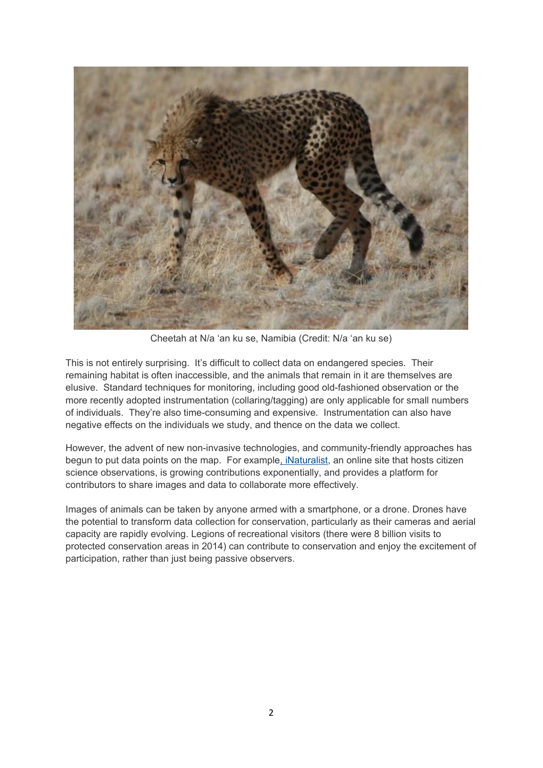Cheetah at N/a 'an ku se, Namibia (Credit: N/a 'an ku se)

This is not entirely surprising. It's difficult to collect data on endangered species. Their remaining habitat is often inaccessible, and the animals that remain in it are themselves are elusive. Standard techniques for monitoring, including good old-fashioned observation or the more recently adopted instrumentation (collaring/tagging) are only applicable for small numbers of individuals. They're also time-consuming and expensive. Instrumentation can also have negative effects on the individuals we study, and thence on the data we collect.

However, the advent of new non-invasive technologies, and community-friendly approaches has begun to put data points on the map. For example, iNaturalist, an online site that hosts citizen science observations, is growing contributions exponentially, and provides a platform for contributors to share images and data to collaborate more effectively.

Images of animals can be taken by anyone armed with a smartphone, or a drone. Drones have the potential to transform data collection for conservation, particularly as their cameras and aerial capacity are rapidly evolving. Legions of recreational visitors (there were 8 billion visits to protected conservation areas in 2014) can contribute to conservation and enjoy the excitement of participation, rather than just being passive observers.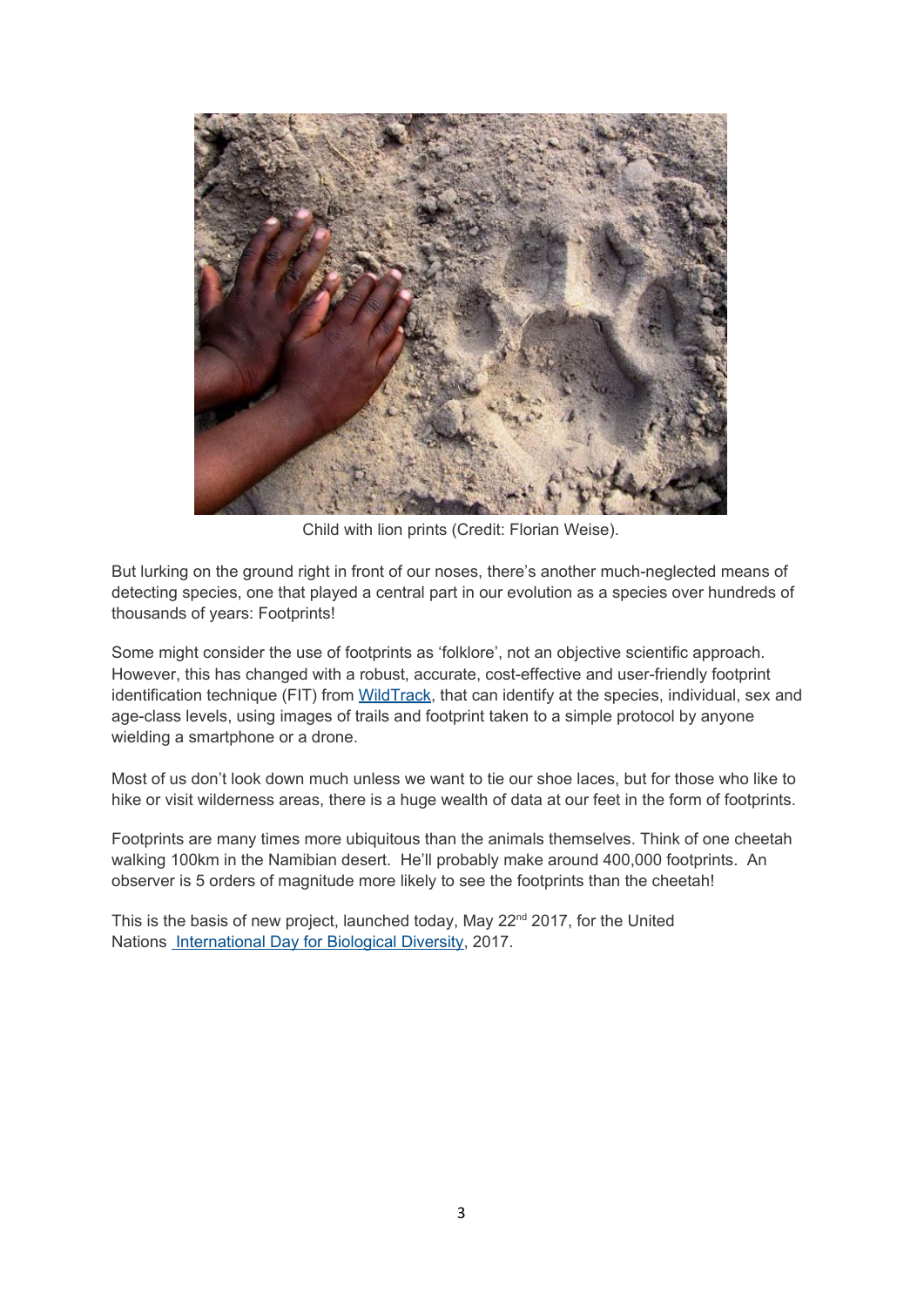Child with lion prints (Credit: Florian Weise).

But lurking on the ground right in front of our noses, there's another much-neglected means of detecting species, one that played a central part in our evolution as a species over hundreds of thousands of years: Footprints!

Some might consider the use of footprints as 'folklore', not an objective scientific approach. However, this has changed with a robust, accurate, cost-effective and user-friendly footprint identification technique (FIT) from WildTrack, that can identify at the species, individual, sex and age-class levels, using images of trails and footprint taken to a simple protocol by anyone wielding a smartphone or a drone.

Most of us don't look down much unless we want to tie our shoe laces, but for those who like to hike or visit wilderness areas, there is a huge wealth of data at our feet in the form of footprints.

Footprints are many times more ubiquitous than the animals themselves. Think of one cheetah walking 100km in the Namibian desert. He'll probably make around 400,000 footprints. An observer is 5 orders of magnitude more likely to see the footprints than the cheetah!

This is the basis of new project, launched today, May 22nd 2017, for the United Nations International Day for Biological Diversity, 2017.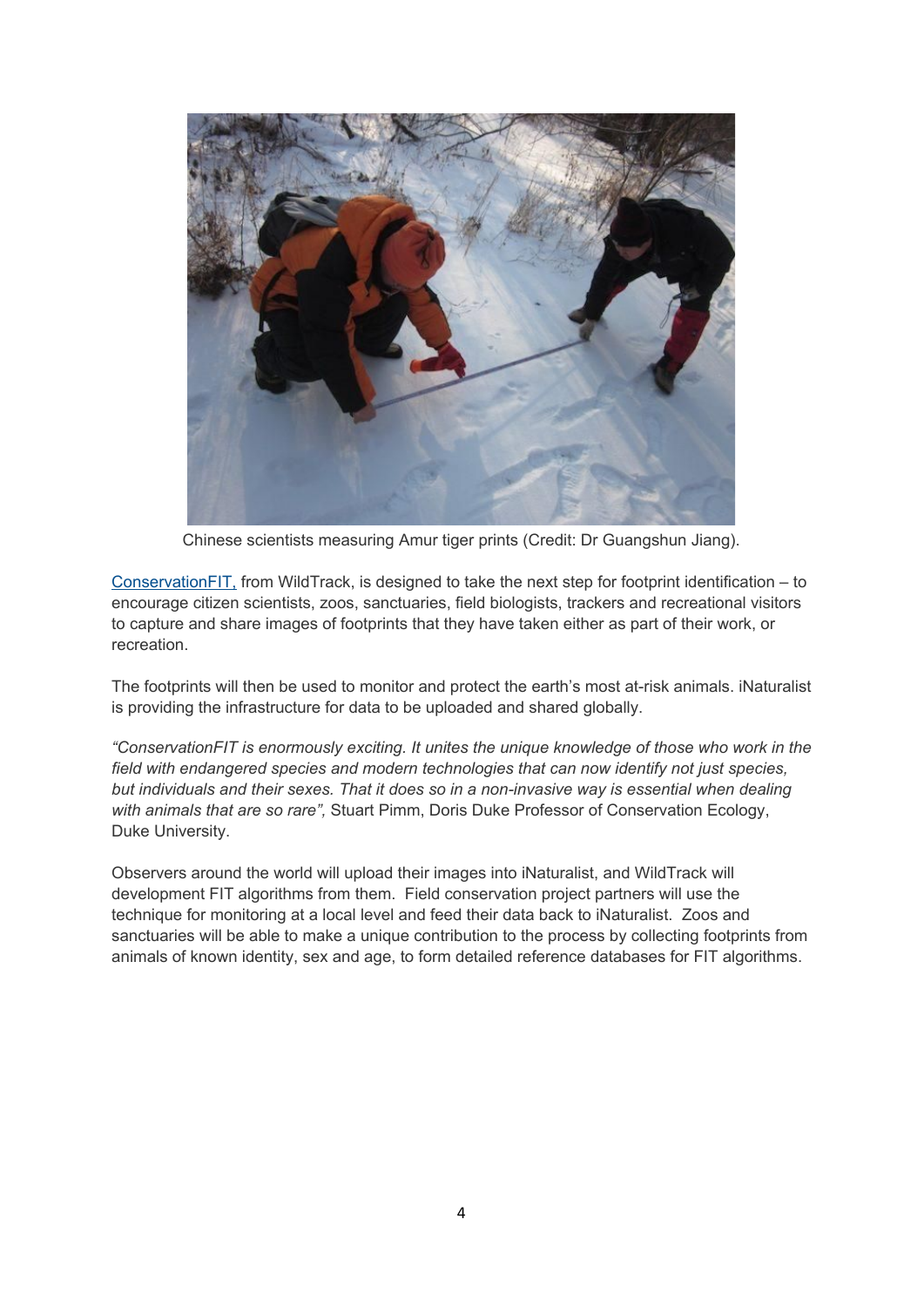Chinese scientists measuring Amur tiger prints (Credit: Dr Guangshun Jiang).

ConservationFIT, from WildTrack, is designed to take the next step for footprint identification – to encourage citizen scientists, zoos, sanctuaries, field biologists, trackers and recreational visitors to capture and share images of footprints that they have taken either as part of their work, or recreation.

The footprints will then be used to monitor and protect the earth's most at-risk animals. iNaturalist is providing the infrastructure for data to be uploaded and shared globally.

*"ConservationFIT is enormously exciting. It unites the unique knowledge of those who work in the field with endangered species and modern technologies that can now identify not just species, but individuals and their sexes. That it does so in a non-invasive way is essential when dealing with animals that are so rare",* Stuart Pimm, Doris Duke Professor of Conservation Ecology, Duke University.

Observers around the world will upload their images into iNaturalist, and WildTrack will development FIT algorithms from them. Field conservation project partners will use the technique for monitoring at a local level and feed their data back to iNaturalist. Zoos and sanctuaries will be able to make a unique contribution to the process by collecting footprints from animals of known identity, sex and age, to form detailed reference databases for FIT algorithms.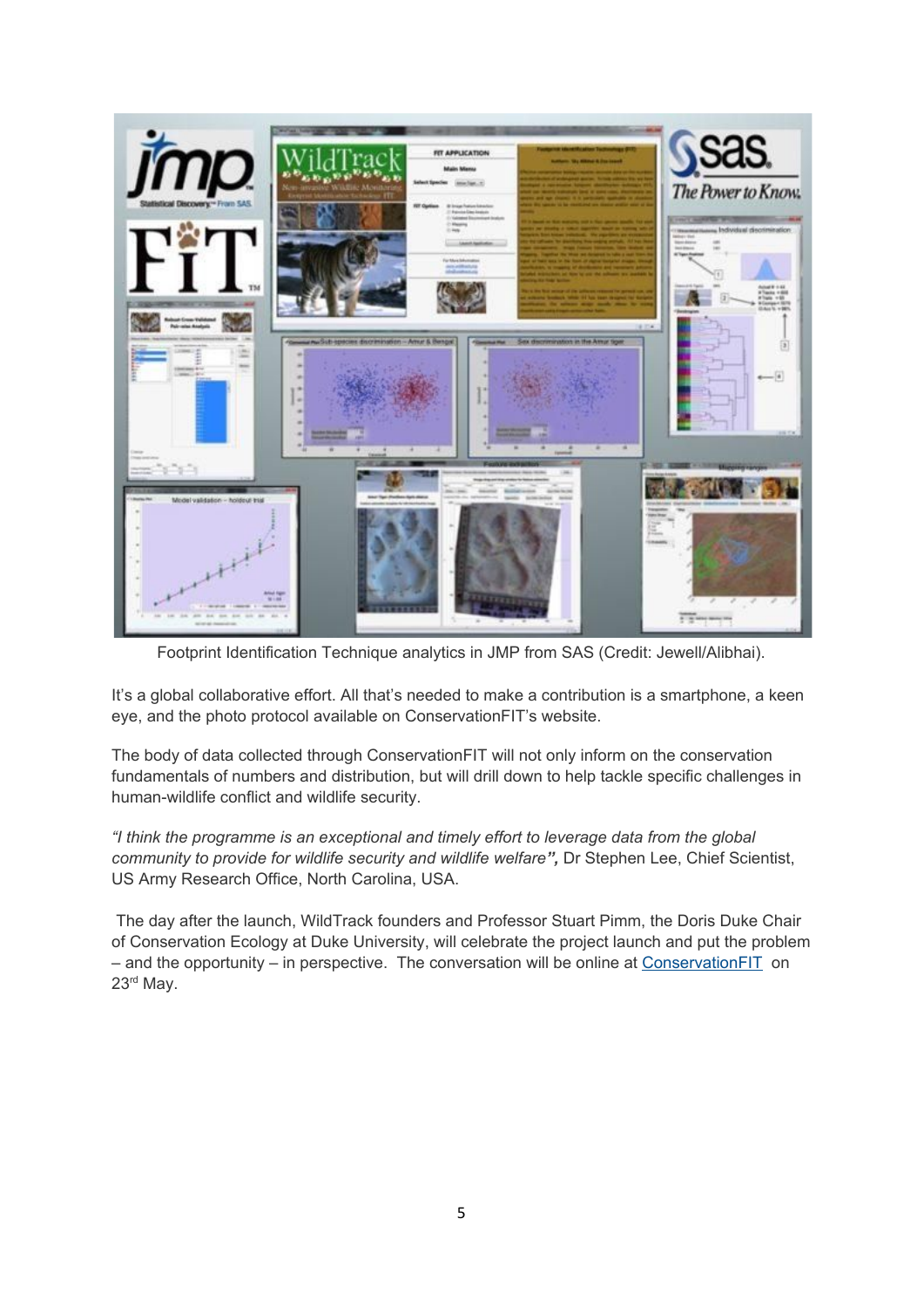Footprint Identification Technique analytics in JMP from SAS (Credit: Jewell/Alibhai).

It's a global collaborative effort. All that's needed to make a contribution is a smartphone, a keen eye, and the photo protocol available on ConservationFIT's website.

The body of data collected through ConservationFIT will not only inform on the conservation fundamentals of numbers and distribution, but will drill down to help tackle specific challenges in human-wildlife conflict and wildlife security.

*"I think the programme is an exceptional and timely effort to leverage data from the global community to provide for wildlife security and wildlife welfare"***,** Dr Stephen Lee, Chief Scientist, US Army Research Office, North Carolina, USA.

The day after the launch, WildTrack founders and Professor Stuart Pimm, the Doris Duke Chair of Conservation Ecology at Duke University, will celebrate the project launch and put the problem – and the opportunity – in perspective. The conversation will be online at [ConservationFIT](ConservationFIT) on 23rd May.